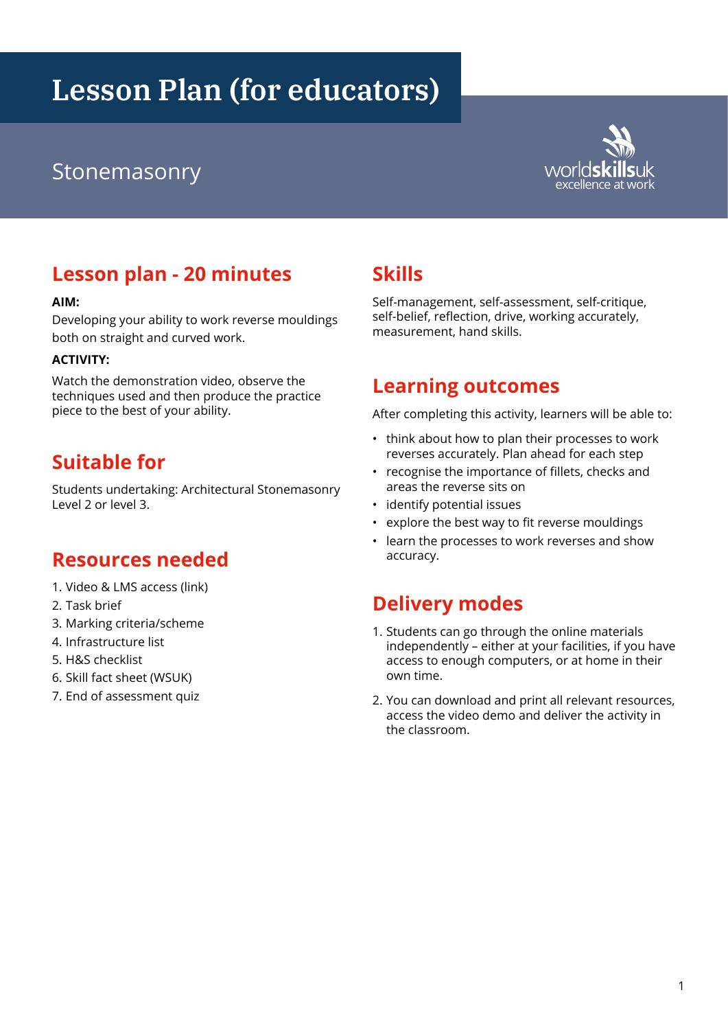# Lesson Plan (for educators)

## Stonemasonry

worldskillsuk
excellence at work

## Lesson plan - 20 minutes

**AIM:**

Developing your ability to work reverse mouldings both on straight and curved work.

**ACTIVITY:**

Watch the demonstration video, observe the techniques used and then produce the practice piece to the best of your ability.

## Suitable for

Students undertaking: Architectural Stonemasonry Level 2 or level 3.

## Resources needed

1. Video & LMS access (link)
2. Task brief
3. Marking criteria/scheme
4. Infrastructure list
5. H&S checklist
6. Skill fact sheet (WSUK)
7. End of assessment quiz

## Skills

Self-management, self-assessment, self-critique, self-belief, reflection, drive, working accurately, measurement, hand skills.

## Learning outcomes

After completing this activity, learners will be able to:

- think about how to plan their processes to work reverses accurately. Plan ahead for each step
- recognise the importance of fillets, checks and areas the reverse sits on
- identify potential issues
- explore the best way to fit reverse mouldings
- learn the processes to work reverses and show accuracy.

## Delivery modes

1. Students can go through the online materials independently – either at your facilities, if you have access to enough computers, or at home in their own time.
2. You can download and print all relevant resources, access the video demo and deliver the activity in the classroom.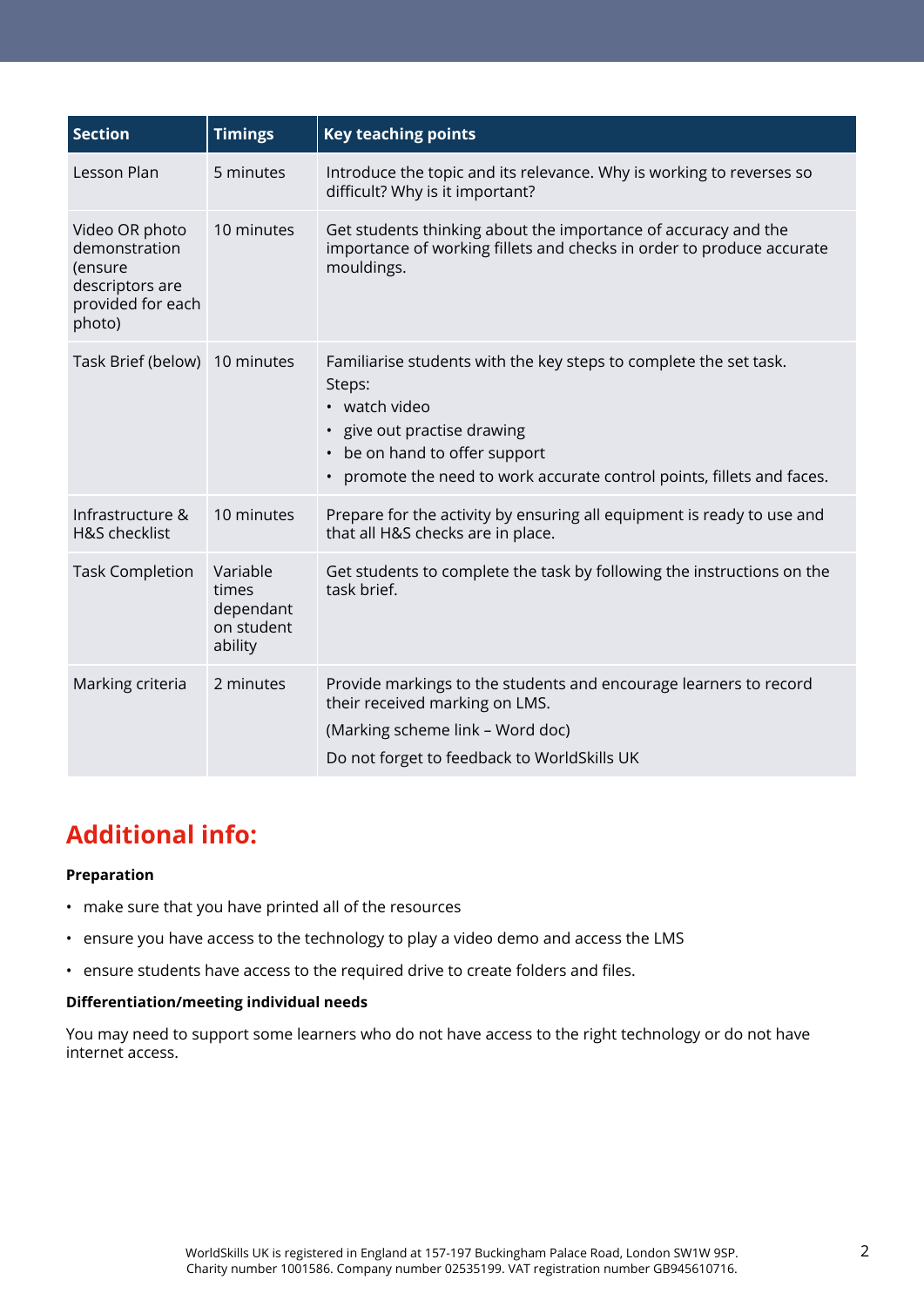| Section | Timings | Key teaching points |
| --- | --- | --- |
| Lesson Plan | 5 minutes | Introduce the topic and its relevance. Why is working to reverses so difficult? Why is it important? |
| Video OR photo demonstration (ensure descriptors are provided for each photo) | 10 minutes | Get students thinking about the importance of accuracy and the importance of working fillets and checks in order to produce accurate mouldings. |
| Task Brief (below) | 10 minutes | Familiarise students with the key steps to complete the set task. Steps: • watch video • give out practise drawing • be on hand to offer support • promote the need to work accurate control points, fillets and faces. |
| Infrastructure & H&S checklist | 10 minutes | Prepare for the activity by ensuring all equipment is ready to use and that all H&S checks are in place. |
| Task Completion | Variable times dependant on student ability | Get students to complete the task by following the instructions on the task brief. |
| Marking criteria | 2 minutes | Provide markings to the students and encourage learners to record their received marking on LMS. (Marking scheme link – Word doc) Do not forget to feedback to WorldSkills UK |

## Additional info:

**Preparation**

- make sure that you have printed all of the resources
- ensure you have access to the technology to play a video demo and access the LMS
- ensure students have access to the required drive to create folders and files.

**Differentiation/meeting individual needs**

You may need to support some learners who do not have access to the right technology or do not have internet access.

WorldSkills UK is registered in England at 157-197 Buckingham Palace Road, London SW1W 9SP. Charity number 1001586. Company number 02535199. VAT registration number GB945610716.